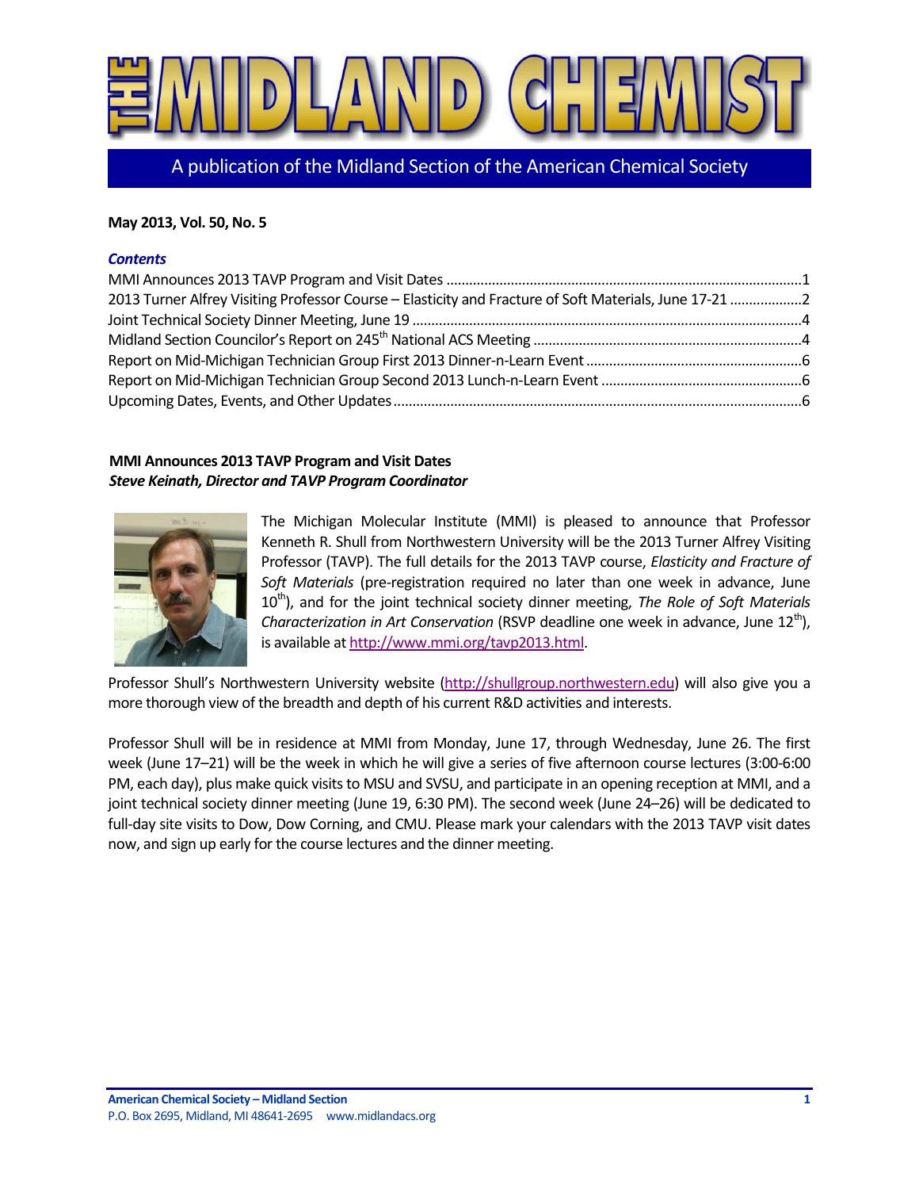# THE MIDLAND CHEMIST

A publication of the Midland Section of the American Chemical Society

**May 2013, Vol. 50, No. 5**

***Contents***

MMI Announces 2013 TAVP Program and Visit Dates ....1
2013 Turner Alfrey Visiting Professor Course – Elasticity and Fracture of Soft Materials, June 17-21 ....2
Joint Technical Society Dinner Meeting, June 19 ....4
Midland Section Councilor's Report on 245th National ACS Meeting ....4
Report on Mid-Michigan Technician Group First 2013 Dinner-n-Learn Event ....6
Report on Mid-Michigan Technician Group Second 2013 Lunch-n-Learn Event ....6
Upcoming Dates, Events, and Other Updates ....6

## MMI Announces 2013 TAVP Program and Visit Dates

***Steve Keinath, Director and TAVP Program Coordinator***

The Michigan Molecular Institute (MMI) is pleased to announce that Professor Kenneth R. Shull from Northwestern University will be the 2013 Turner Alfrey Visiting Professor (TAVP). The full details for the 2013 TAVP course, *Elasticity and Fracture of Soft Materials* (pre-registration required no later than one week in advance, June 10th), and for the joint technical society dinner meeting, *The Role of Soft Materials Characterization in Art Conservation* (RSVP deadline one week in advance, June 12th), is available at http://www.mmi.org/tavp2013.html.

Professor Shull's Northwestern University website (http://shullgroup.northwestern.edu) will also give you a more thorough view of the breadth and depth of his current R&D activities and interests.

Professor Shull will be in residence at MMI from Monday, June 17, through Wednesday, June 26. The first week (June 17–21) will be the week in which he will give a series of five afternoon course lectures (3:00-6:00 PM, each day), plus make quick visits to MSU and SVSU, and participate in an opening reception at MMI, and a joint technical society dinner meeting (June 19, 6:30 PM). The second week (June 24–26) will be dedicated to full-day site visits to Dow, Dow Corning, and CMU. Please mark your calendars with the 2013 TAVP visit dates now, and sign up early for the course lectures and the dinner meeting.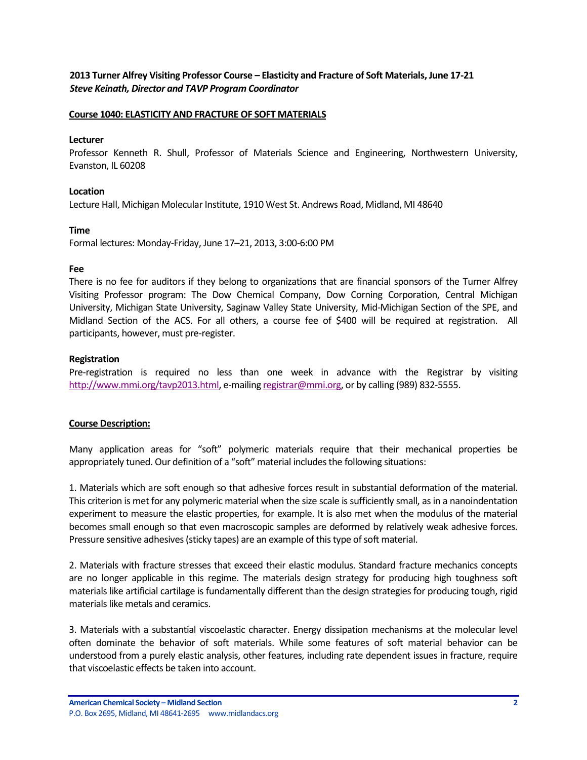**2013 Turner Alfrey Visiting Professor Course – Elasticity and Fracture of Soft Materials, June 17-21**
***Steve Keinath, Director and TAVP Program Coordinator***

## Course 1040: ELASTICITY AND FRACTURE OF SOFT MATERIALS

**Lecturer**

Professor Kenneth R. Shull, Professor of Materials Science and Engineering, Northwestern University, Evanston, IL 60208

**Location**

Lecture Hall, Michigan Molecular Institute, 1910 West St. Andrews Road, Midland, MI 48640

**Time**

Formal lectures: Monday-Friday, June 17–21, 2013, 3:00-6:00 PM

**Fee**

There is no fee for auditors if they belong to organizations that are financial sponsors of the Turner Alfrey Visiting Professor program: The Dow Chemical Company, Dow Corning Corporation, Central Michigan University, Michigan State University, Saginaw Valley State University, Mid-Michigan Section of the SPE, and Midland Section of the ACS. For all others, a course fee of $400 will be required at registration. All participants, however, must pre-register.

**Registration**

Pre-registration is required no less than one week in advance with the Registrar by visiting http://www.mmi.org/tavp2013.html, e-mailing registrar@mmi.org, or by calling (989) 832-5555.

## Course Description:

Many application areas for "soft" polymeric materials require that their mechanical properties be appropriately tuned. Our definition of a "soft" material includes the following situations:

1. Materials which are soft enough so that adhesive forces result in substantial deformation of the material. This criterion is met for any polymeric material when the size scale is sufficiently small, as in a nanoindentation experiment to measure the elastic properties, for example. It is also met when the modulus of the material becomes small enough so that even macroscopic samples are deformed by relatively weak adhesive forces. Pressure sensitive adhesives (sticky tapes) are an example of this type of soft material.

2. Materials with fracture stresses that exceed their elastic modulus. Standard fracture mechanics concepts are no longer applicable in this regime. The materials design strategy for producing high toughness soft materials like artificial cartilage is fundamentally different than the design strategies for producing tough, rigid materials like metals and ceramics.

3. Materials with a substantial viscoelastic character. Energy dissipation mechanisms at the molecular level often dominate the behavior of soft materials. While some features of soft material behavior can be understood from a purely elastic analysis, other features, including rate dependent issues in fracture, require that viscoelastic effects be taken into account.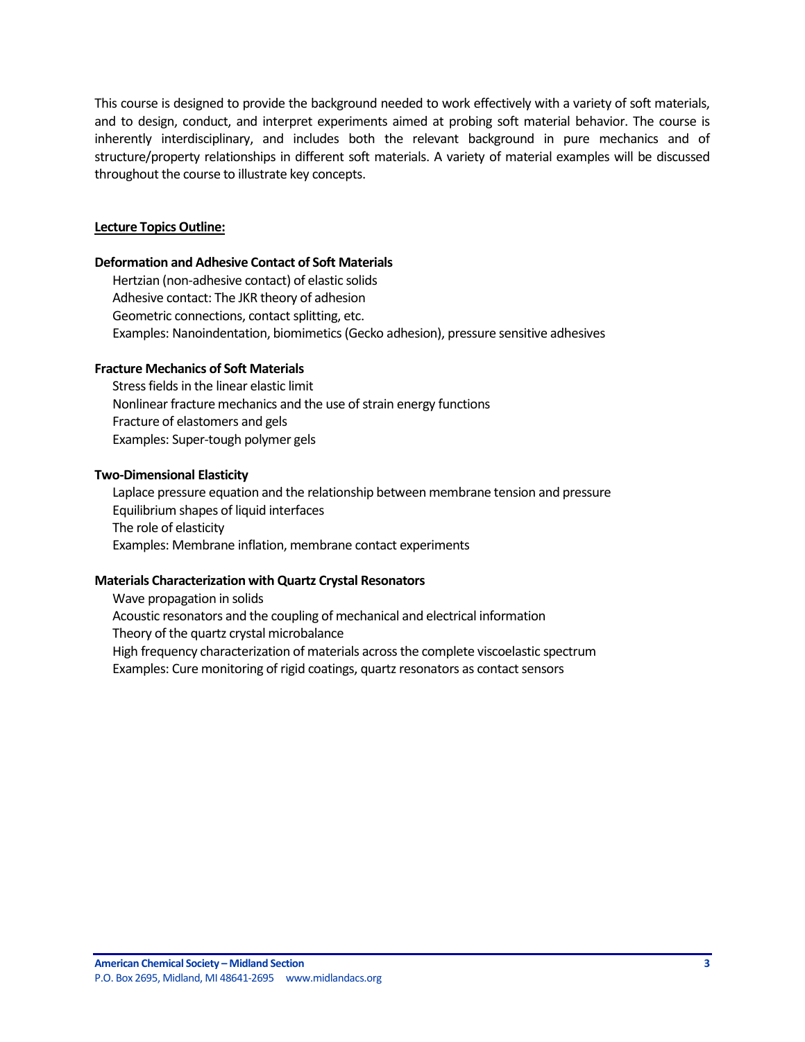This course is designed to provide the background needed to work effectively with a variety of soft materials, and to design, conduct, and interpret experiments aimed at probing soft material behavior. The course is inherently interdisciplinary, and includes both the relevant background in pure mechanics and of structure/property relationships in different soft materials. A variety of material examples will be discussed throughout the course to illustrate key concepts.

**Lecture Topics Outline:**

**Deformation and Adhesive Contact of Soft Materials**

Hertzian (non-adhesive contact) of elastic solids
Adhesive contact: The JKR theory of adhesion
Geometric connections, contact splitting, etc.
Examples: Nanoindentation, biomimetics (Gecko adhesion), pressure sensitive adhesives

**Fracture Mechanics of Soft Materials**

Stress fields in the linear elastic limit
Nonlinear fracture mechanics and the use of strain energy functions
Fracture of elastomers and gels
Examples: Super-tough polymer gels

**Two-Dimensional Elasticity**

Laplace pressure equation and the relationship between membrane tension and pressure
Equilibrium shapes of liquid interfaces
The role of elasticity
Examples: Membrane inflation, membrane contact experiments

**Materials Characterization with Quartz Crystal Resonators**

Wave propagation in solids
Acoustic resonators and the coupling of mechanical and electrical information
Theory of the quartz crystal microbalance
High frequency characterization of materials across the complete viscoelastic spectrum
Examples: Cure monitoring of rigid coatings, quartz resonators as contact sensors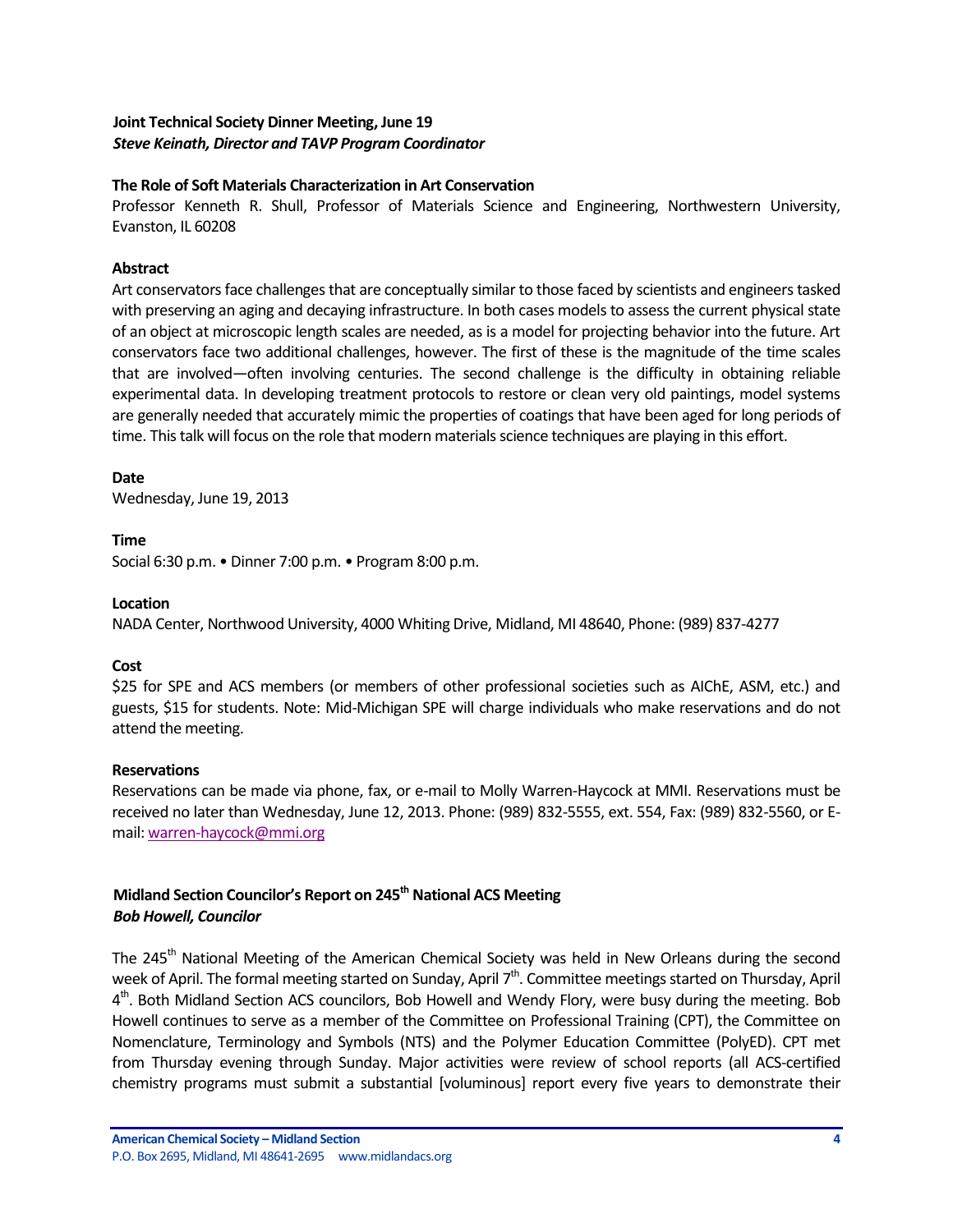### Joint Technical Society Dinner Meeting, June 19

***Steve Keinath, Director and TAVP Program Coordinator***

**The Role of Soft Materials Characterization in Art Conservation**

Professor Kenneth R. Shull, Professor of Materials Science and Engineering, Northwestern University, Evanston, IL 60208

**Abstract**

Art conservators face challenges that are conceptually similar to those faced by scientists and engineers tasked with preserving an aging and decaying infrastructure. In both cases models to assess the current physical state of an object at microscopic length scales are needed, as is a model for projecting behavior into the future. Art conservators face two additional challenges, however. The first of these is the magnitude of the time scales that are involved—often involving centuries. The second challenge is the difficulty in obtaining reliable experimental data. In developing treatment protocols to restore or clean very old paintings, model systems are generally needed that accurately mimic the properties of coatings that have been aged for long periods of time. This talk will focus on the role that modern materials science techniques are playing in this effort.

**Date**

Wednesday, June 19, 2013

**Time**

Social 6:30 p.m. • Dinner 7:00 p.m. • Program 8:00 p.m.

**Location**

NADA Center, Northwood University, 4000 Whiting Drive, Midland, MI 48640, Phone: (989) 837-4277

**Cost**

$25 for SPE and ACS members (or members of other professional societies such as AIChE, ASM, etc.) and guests, $15 for students. Note: Mid-Michigan SPE will charge individuals who make reservations and do not attend the meeting.

**Reservations**

Reservations can be made via phone, fax, or e-mail to Molly Warren-Haycock at MMI. Reservations must be received no later than Wednesday, June 12, 2013. Phone: (989) 832-5555, ext. 554, Fax: (989) 832-5560, or E-mail: warren-haycock@mmi.org

### Midland Section Councilor's Report on 245th National ACS Meeting

***Bob Howell, Councilor***

The 245th National Meeting of the American Chemical Society was held in New Orleans during the second week of April. The formal meeting started on Sunday, April 7th. Committee meetings started on Thursday, April 4th. Both Midland Section ACS councilors, Bob Howell and Wendy Flory, were busy during the meeting. Bob Howell continues to serve as a member of the Committee on Professional Training (CPT), the Committee on Nomenclature, Terminology and Symbols (NTS) and the Polymer Education Committee (PolyED). CPT met from Thursday evening through Sunday. Major activities were review of school reports (all ACS-certified chemistry programs must submit a substantial [voluminous] report every five years to demonstrate their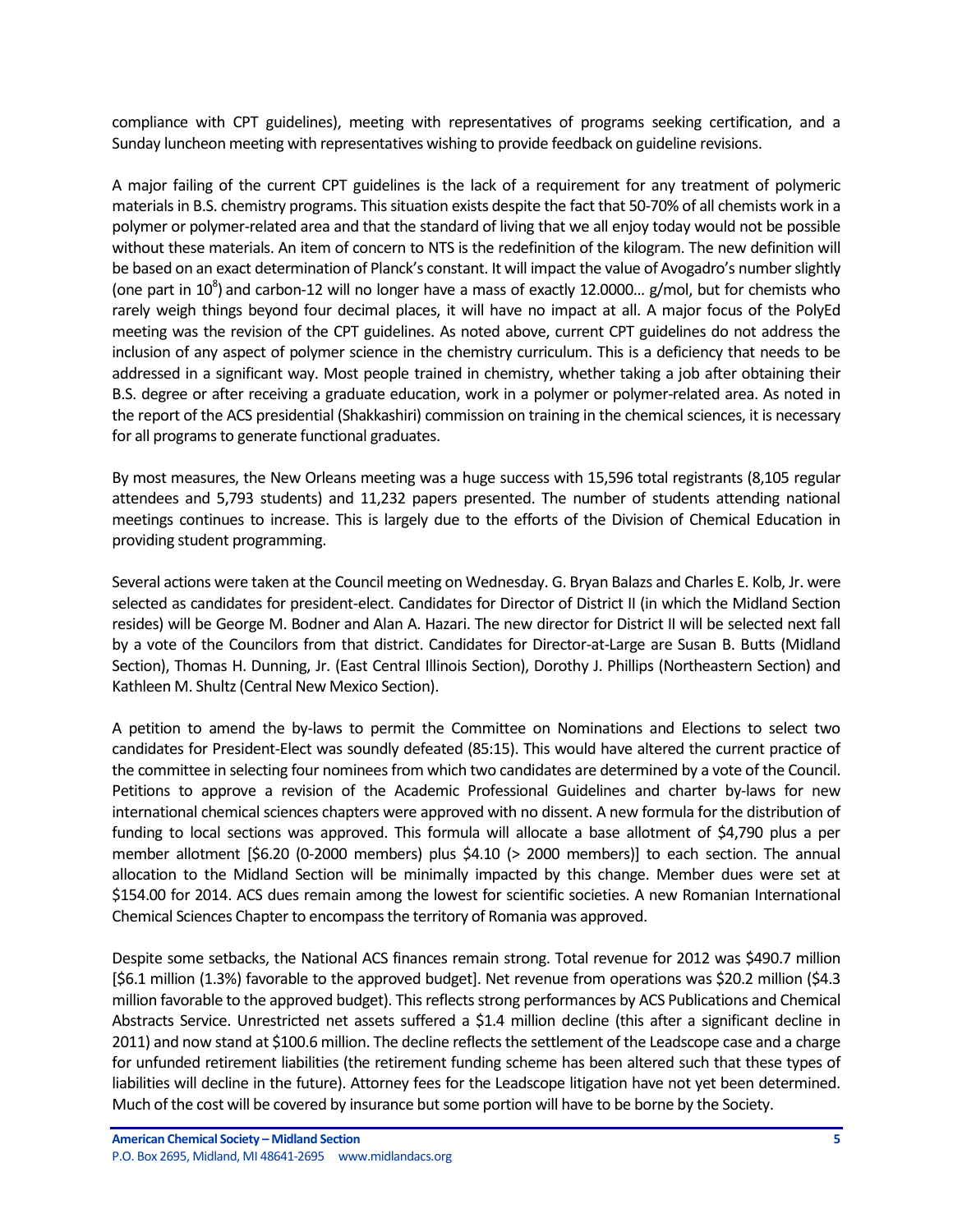compliance with CPT guidelines), meeting with representatives of programs seeking certification, and a Sunday luncheon meeting with representatives wishing to provide feedback on guideline revisions.

A major failing of the current CPT guidelines is the lack of a requirement for any treatment of polymeric materials in B.S. chemistry programs. This situation exists despite the fact that 50-70% of all chemists work in a polymer or polymer-related area and that the standard of living that we all enjoy today would not be possible without these materials. An item of concern to NTS is the redefinition of the kilogram. The new definition will be based on an exact determination of Planck's constant. It will impact the value of Avogadro's number slightly (one part in $10^8$) and carbon-12 will no longer have a mass of exactly 12.0000… g/mol, but for chemists who rarely weigh things beyond four decimal places, it will have no impact at all. A major focus of the PolyEd meeting was the revision of the CPT guidelines. As noted above, current CPT guidelines do not address the inclusion of any aspect of polymer science in the chemistry curriculum. This is a deficiency that needs to be addressed in a significant way. Most people trained in chemistry, whether taking a job after obtaining their B.S. degree or after receiving a graduate education, work in a polymer or polymer-related area. As noted in the report of the ACS presidential (Shakkashiri) commission on training in the chemical sciences, it is necessary for all programs to generate functional graduates.

By most measures, the New Orleans meeting was a huge success with 15,596 total registrants (8,105 regular attendees and 5,793 students) and 11,232 papers presented. The number of students attending national meetings continues to increase. This is largely due to the efforts of the Division of Chemical Education in providing student programming.

Several actions were taken at the Council meeting on Wednesday. G. Bryan Balazs and Charles E. Kolb, Jr. were selected as candidates for president-elect. Candidates for Director of District II (in which the Midland Section resides) will be George M. Bodner and Alan A. Hazari. The new director for District II will be selected next fall by a vote of the Councilors from that district. Candidates for Director-at-Large are Susan B. Butts (Midland Section), Thomas H. Dunning, Jr. (East Central Illinois Section), Dorothy J. Phillips (Northeastern Section) and Kathleen M. Shultz (Central New Mexico Section).

A petition to amend the by-laws to permit the Committee on Nominations and Elections to select two candidates for President-Elect was soundly defeated (85:15). This would have altered the current practice of the committee in selecting four nominees from which two candidates are determined by a vote of the Council. Petitions to approve a revision of the Academic Professional Guidelines and charter by-laws for new international chemical sciences chapters were approved with no dissent. A new formula for the distribution of funding to local sections was approved. This formula will allocate a base allotment of $4,790 plus a per member allotment [$6.20 (0-2000 members) plus $4.10 (> 2000 members)] to each section. The annual allocation to the Midland Section will be minimally impacted by this change. Member dues were set at $154.00 for 2014. ACS dues remain among the lowest for scientific societies. A new Romanian International Chemical Sciences Chapter to encompass the territory of Romania was approved.

Despite some setbacks, the National ACS finances remain strong. Total revenue for 2012 was $490.7 million [$6.1 million (1.3%) favorable to the approved budget]. Net revenue from operations was $20.2 million ($4.3 million favorable to the approved budget). This reflects strong performances by ACS Publications and Chemical Abstracts Service. Unrestricted net assets suffered a $1.4 million decline (this after a significant decline in 2011) and now stand at $100.6 million. The decline reflects the settlement of the Leadscope case and a charge for unfunded retirement liabilities (the retirement funding scheme has been altered such that these types of liabilities will decline in the future). Attorney fees for the Leadscope litigation have not yet been determined. Much of the cost will be covered by insurance but some portion will have to be borne by the Society.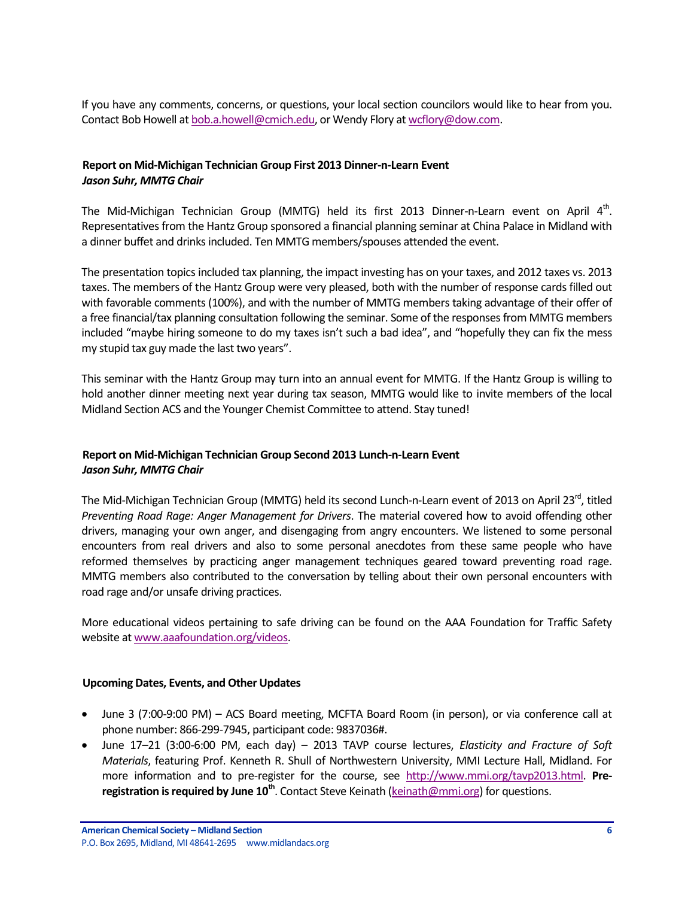If you have any comments, concerns, or questions, your local section councilors would like to hear from you. Contact Bob Howell at bob.a.howell@cmich.edu, or Wendy Flory at wcflory@dow.com.

### Report on Mid-Michigan Technician Group First 2013 Dinner-n-Learn Event
***Jason Suhr, MMTG Chair***

The Mid-Michigan Technician Group (MMTG) held its first 2013 Dinner-n-Learn event on April 4th. Representatives from the Hantz Group sponsored a financial planning seminar at China Palace in Midland with a dinner buffet and drinks included. Ten MMTG members/spouses attended the event.

The presentation topics included tax planning, the impact investing has on your taxes, and 2012 taxes vs. 2013 taxes. The members of the Hantz Group were very pleased, both with the number of response cards filled out with favorable comments (100%), and with the number of MMTG members taking advantage of their offer of a free financial/tax planning consultation following the seminar. Some of the responses from MMTG members included "maybe hiring someone to do my taxes isn't such a bad idea", and "hopefully they can fix the mess my stupid tax guy made the last two years".

This seminar with the Hantz Group may turn into an annual event for MMTG. If the Hantz Group is willing to hold another dinner meeting next year during tax season, MMTG would like to invite members of the local Midland Section ACS and the Younger Chemist Committee to attend. Stay tuned!

### Report on Mid-Michigan Technician Group Second 2013 Lunch-n-Learn Event
***Jason Suhr, MMTG Chair***

The Mid-Michigan Technician Group (MMTG) held its second Lunch-n-Learn event of 2013 on April 23rd, titled *Preventing Road Rage: Anger Management for Drivers*. The material covered how to avoid offending other drivers, managing your own anger, and disengaging from angry encounters. We listened to some personal encounters from real drivers and also to some personal anecdotes from these same people who have reformed themselves by practicing anger management techniques geared toward preventing road rage. MMTG members also contributed to the conversation by telling about their own personal encounters with road rage and/or unsafe driving practices.

More educational videos pertaining to safe driving can be found on the AAA Foundation for Traffic Safety website at www.aaafoundation.org/videos.

### Upcoming Dates, Events, and Other Updates

- June 3 (7:00-9:00 PM) – ACS Board meeting, MCFTA Board Room (in person), or via conference call at phone number: 866-299-7945, participant code: 9837036#.
- June 17–21 (3:00-6:00 PM, each day) – 2013 TAVP course lectures, *Elasticity and Fracture of Soft Materials*, featuring Prof. Kenneth R. Shull of Northwestern University, MMI Lecture Hall, Midland. For more information and to pre-register for the course, see http://www.mmi.org/tavp2013.html. **Pre-registration is required by June 10th**. Contact Steve Keinath (keinath@mmi.org) for questions.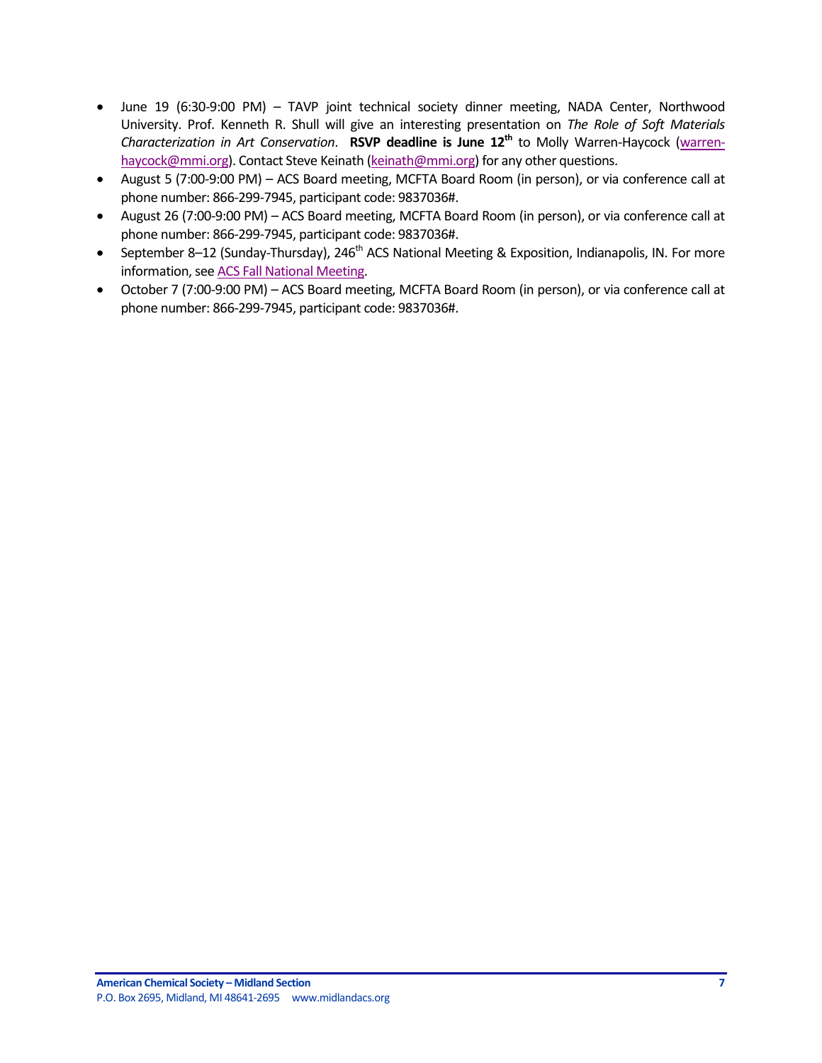- June 19 (6:30-9:00 PM) – TAVP joint technical society dinner meeting, NADA Center, Northwood University. Prof. Kenneth R. Shull will give an interesting presentation on *The Role of Soft Materials Characterization in Art Conservation*. **RSVP deadline is June 12th** to Molly Warren-Haycock (warren-haycock@mmi.org). Contact Steve Keinath (keinath@mmi.org) for any other questions.
- August 5 (7:00-9:00 PM) – ACS Board meeting, MCFTA Board Room (in person), or via conference call at phone number: 866-299-7945, participant code: 9837036#.
- August 26 (7:00-9:00 PM) – ACS Board meeting, MCFTA Board Room (in person), or via conference call at phone number: 866-299-7945, participant code: 9837036#.
- September 8–12 (Sunday-Thursday), 246th ACS National Meeting & Exposition, Indianapolis, IN. For more information, see ACS Fall National Meeting.
- October 7 (7:00-9:00 PM) – ACS Board meeting, MCFTA Board Room (in person), or via conference call at phone number: 866-299-7945, participant code: 9837036#.